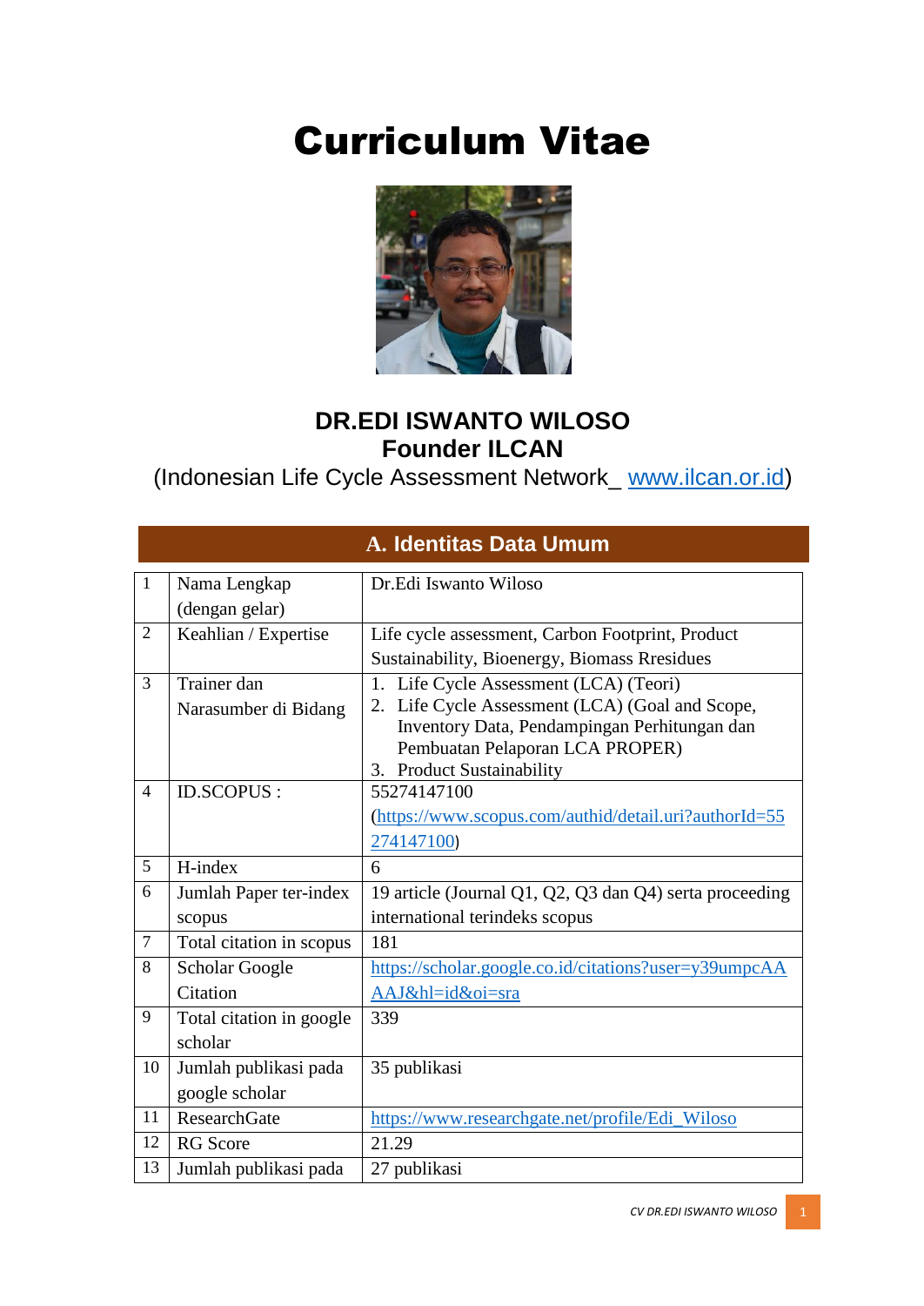# Curriculum Vitae

**DR.EDI ISWANTO WILOSO**
**Founder ILCAN**
(Indonesian Life Cycle Assessment Network_ www.ilcan.or.id)

## A. Identitas Data Umum

| | | |
|---|---|---|
| 1 | Nama Lengkap (dengan gelar) | Dr.Edi Iswanto Wiloso |
| 2 | Keahlian / Expertise | Life cycle assessment, Carbon Footprint, Product Sustainability, Bioenergy, Biomass Rresidues |
| 3 | Trainer dan Narasumber di Bidang | 1. Life Cycle Assessment (LCA) (Teori)<br>2. Life Cycle Assessment (LCA) (Goal and Scope, Inventory Data, Pendampingan Perhitungan dan Pembuatan Pelaporan LCA PROPER)<br>3. Product Sustainability |
| 4 | ID.SCOPUS : | 55274147100 (https://www.scopus.com/authid/detail.uri?authorId=55274147100) |
| 5 | H-index | 6 |
| 6 | Jumlah Paper ter-index scopus | 19 article (Journal Q1, Q2, Q3 dan Q4) serta proceeding international terindeks scopus |
| 7 | Total citation in scopus | 181 |
| 8 | Scholar Google Citation | https://scholar.google.co.id/citations?user=y39umpcAAAAJ&hl=id&oi=sra |
| 9 | Total citation in google scholar | 339 |
| 10 | Jumlah publikasi pada google scholar | 35 publikasi |
| 11 | ResearchGate | https://www.researchgate.net/profile/Edi_Wiloso |
| 12 | RG Score | 21.29 |
| 13 | Jumlah publikasi pada | 27 publikasi |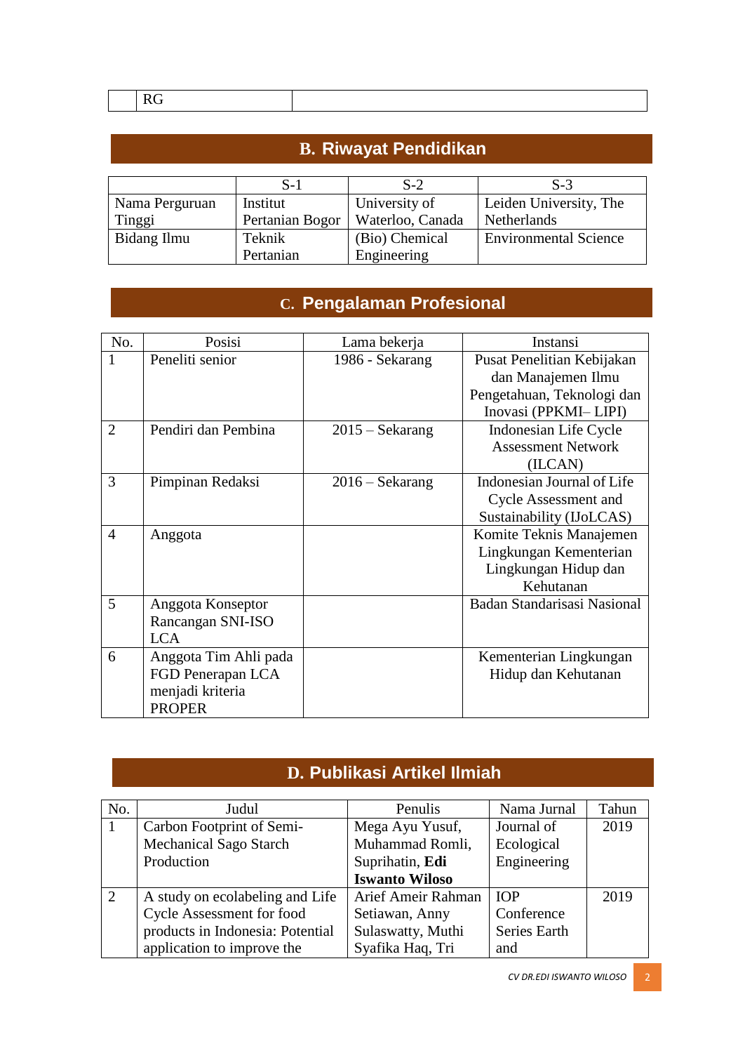|  | RG |  |
|---|---|---|

## B. Riwayat Pendidikan

|  | S-1 | S-2 | S-3 |
|---|---|---|---|
| Nama Perguruan Tinggi | Institut Pertanian Bogor | University of Waterloo, Canada | Leiden University, The Netherlands |
| Bidang Ilmu | Teknik Pertanian | (Bio) Chemical Engineering | Environmental Science |

## C. Pengalaman Profesional

| No. | Posisi | Lama bekerja | Instansi |
|---|---|---|---|
| 1 | Peneliti senior | 1986 - Sekarang | Pusat Penelitian Kebijakan dan Manajemen Ilmu Pengetahuan, Teknologi dan Inovasi (PPKMI– LIPI) |
| 2 | Pendiri dan Pembina | 2015 – Sekarang | Indonesian Life Cycle Assessment Network (ILCAN) |
| 3 | Pimpinan Redaksi | 2016 – Sekarang | Indonesian Journal of Life Cycle Assessment and Sustainability (IJoLCAS) |
| 4 | Anggota |  | Komite Teknis Manajemen Lingkungan Kementerian Lingkungan Hidup dan Kehutanan |
| 5 | Anggota Konseptor Rancangan SNI-ISO LCA |  | Badan Standarisasi Nasional |
| 6 | Anggota Tim Ahli pada FGD Penerapan LCA menjadi kriteria PROPER |  | Kementerian Lingkungan Hidup dan Kehutanan |

## D. Publikasi Artikel Ilmiah

| No. | Judul | Penulis | Nama Jurnal | Tahun |
|---|---|---|---|---|
| 1 | Carbon Footprint of Semi-Mechanical Sago Starch Production | Mega Ayu Yusuf, Muhammad Romli, Suprihatin, **Edi Iswanto Wiloso** | Journal of Ecological Engineering | 2019 |
| 2 | A study on ecolabeling and Life Cycle Assessment for food products in Indonesia: Potential application to improve the | Arief Ameir Rahman Setiawan, Anny Sulaswatty, Muthi Syafika Haq, Tri | IOP Conference Series Earth and | 2019 |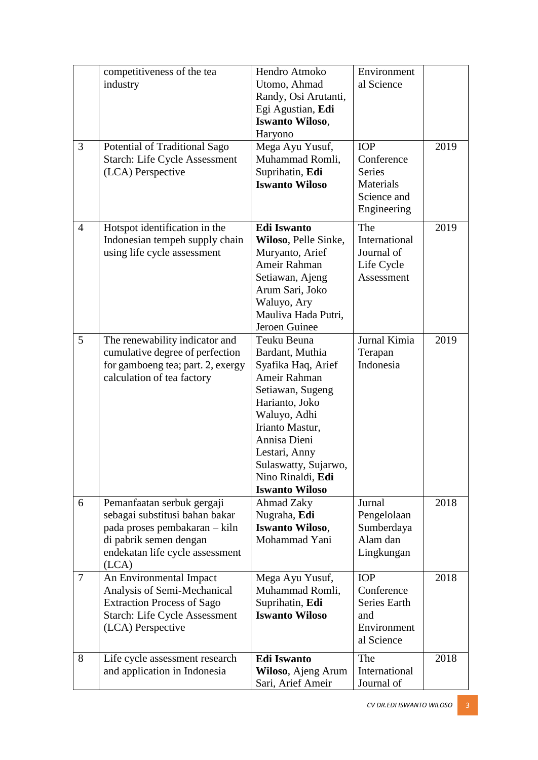| | | | | |
|---|---|---|---|---|
| | competitiveness of the tea industry | Hendro Atmoko Utomo, Ahmad Randy, Osi Arutanti, Egi Agustian, **Edi Iswanto Wiloso**, Haryono | Environmental Science | |
| 3 | Potential of Traditional Sago Starch: Life Cycle Assessment (LCA) Perspective | Mega Ayu Yusuf, Muhammad Romli, Suprihatin, **Edi Iswanto Wiloso** | IOP Conference Series Materials Science and Engineering | 2019 |
| 4 | Hotspot identification in the Indonesian tempeh supply chain using life cycle assessment | **Edi Iswanto Wiloso**, Pelle Sinke, Muryanto, Arief Ameir Rahman Setiawan, Ajeng Arum Sari, Joko Waluyo, Ary Mauliva Hada Putri, Jeroen Guinee | The International Journal of Life Cycle Assessment | 2019 |
| 5 | The renewability indicator and cumulative degree of perfection for gamboeng tea; part. 2, exergy calculation of tea factory | Teuku Beuna Bardant, Muthia Syafika Haq, Arief Ameir Rahman Setiawan, Sugeng Harianto, Joko Waluyo, Adhi Irianto Mastur, Annisa Dieni Lestari, Anny Sulaswatty, Sujarwo, Nino Rinaldi, **Edi Iswanto Wiloso** | Jurnal Kimia Terapan Indonesia | 2019 |
| 6 | Pemanfaatan serbuk gergaji sebagai substitusi bahan bakar pada proses pembakaran – kiln di pabrik semen dengan endekatan life cycle assessment (LCA) | Ahmad Zaky Nugraha, **Edi Iswanto Wiloso**, Mohammad Yani | Jurnal Pengelolaan Sumberdaya Alam dan Lingkungan | 2018 |
| 7 | An Environmental Impact Analysis of Semi-Mechanical Extraction Process of Sago Starch: Life Cycle Assessment (LCA) Perspective | Mega Ayu Yusuf, Muhammad Romli, Suprihatin, **Edi Iswanto Wiloso** | IOP Conference Series Earth and Environmental Science | 2018 |
| 8 | Life cycle assessment research and application in Indonesia | **Edi Iswanto Wiloso**, Ajeng Arum Sari, Arief Ameir | The International Journal of | 2018 |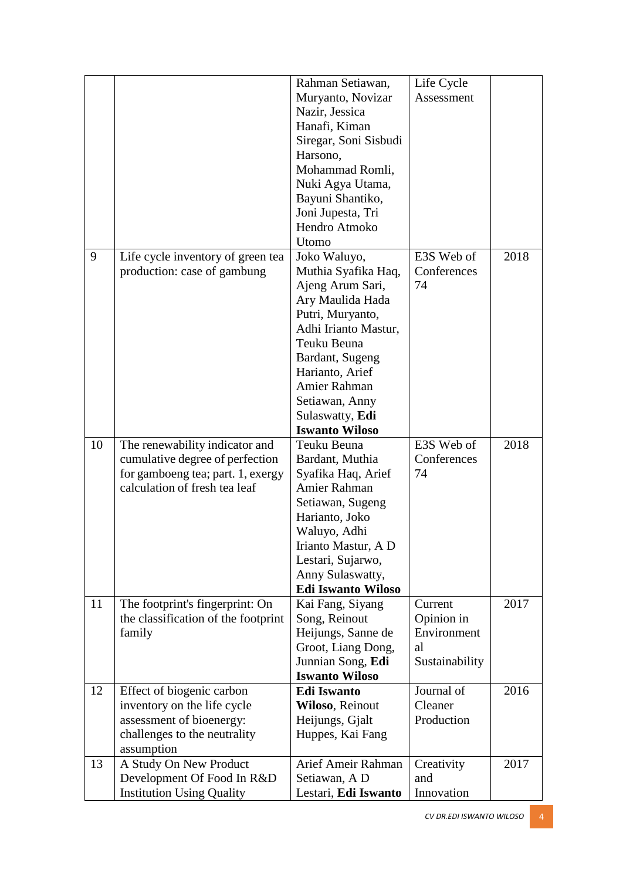| | | | | |
|---|---|---|---|---|
| | | Rahman Setiawan, Muryanto, Novizar Nazir, Jessica Hanafi, Kiman Siregar, Soni Sisbudi Harsono, Mohammad Romli, Nuki Agya Utama, Bayuni Shantiko, Joni Jupesta, Tri Hendro Atmoko Utomo | Life Cycle Assessment | |
| 9 | Life cycle inventory of green tea production: case of gambung | Joko Waluyo, Muthia Syafika Haq, Ajeng Arum Sari, Ary Maulida Hada Putri, Muryanto, Adhi Irianto Mastur, Teuku Beuna Bardant, Sugeng Harianto, Arief Amier Rahman Setiawan, Anny Sulaswatty, **Edi Iswanto Wiloso** | E3S Web of Conferences 74 | 2018 |
| 10 | The renewability indicator and cumulative degree of perfection for gamboeng tea; part. 1, exergy calculation of fresh tea leaf | Teuku Beuna Bardant, Muthia Syafika Haq, Arief Amier Rahman Setiawan, Sugeng Harianto, Joko Waluyo, Adhi Irianto Mastur, A D Lestari, Sujarwo, Anny Sulaswatty, **Edi Iswanto Wiloso** | E3S Web of Conferences 74 | 2018 |
| 11 | The footprint's fingerprint: On the classification of the footprint family | Kai Fang, Siyang Song, Reinout Heijungs, Sanne de Groot, Liang Dong, Junnian Song, **Edi Iswanto Wiloso** | Current Opinion in Environmental Sustainability | 2017 |
| 12 | Effect of biogenic carbon inventory on the life cycle assessment of bioenergy: challenges to the neutrality assumption | **Edi Iswanto Wiloso**, Reinout Heijungs, Gjalt Huppes, Kai Fang | Journal of Cleaner Production | 2016 |
| 13 | A Study On New Product Development Of Food In R&D Institution Using Quality | Arief Ameir Rahman Setiawan, A D Lestari, **Edi Iswanto** | Creativity and Innovation | 2017 |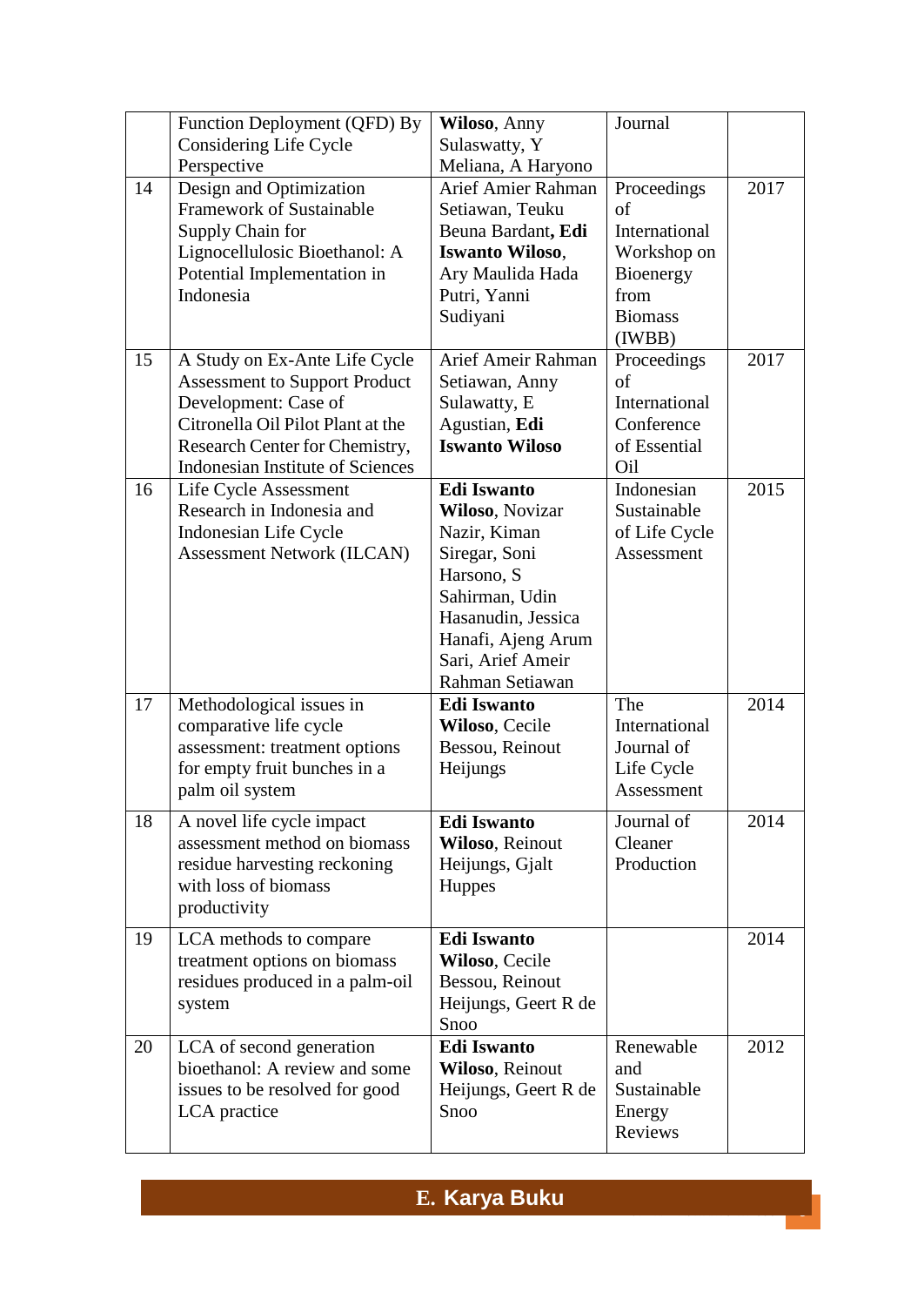|  | Function Deployment (QFD) By Considering Life Cycle Perspective | **Wiloso**, Anny Sulaswatty, Y Meliana, A Haryono | Journal |  |
|---|---|---|---|---|
| 14 | Design and Optimization Framework of Sustainable Supply Chain for Lignocellulosic Bioethanol: A Potential Implementation in Indonesia | Arief Amier Rahman Setiawan, Teuku Beuna Bardant**, Edi Iswanto Wiloso**, Ary Maulida Hada Putri, Yanni Sudiyani | Proceedings of International Workshop on Bioenergy from Biomass (IWBB) | 2017 |
| 15 | A Study on Ex-Ante Life Cycle Assessment to Support Product Development: Case of Citronella Oil Pilot Plant at the Research Center for Chemistry, Indonesian Institute of Sciences | Arief Ameir Rahman Setiawan, Anny Sulawatty, E Agustian, **Edi Iswanto Wiloso** | Proceedings of International Conference of Essential Oil | 2017 |
| 16 | Life Cycle Assessment Research in Indonesia and Indonesian Life Cycle Assessment Network (ILCAN) | **Edi Iswanto Wiloso**, Novizar Nazir, Kiman Siregar, Soni Harsono, S Sahirman, Udin Hasanudin, Jessica Hanafi, Ajeng Arum Sari, Arief Ameir Rahman Setiawan | Indonesian Sustainable of Life Cycle Assessment | 2015 |
| 17 | Methodological issues in comparative life cycle assessment: treatment options for empty fruit bunches in a palm oil system | **Edi Iswanto Wiloso**, Cecile Bessou, Reinout Heijungs | The International Journal of Life Cycle Assessment | 2014 |
| 18 | A novel life cycle impact assessment method on biomass residue harvesting reckoning with loss of biomass productivity | **Edi Iswanto Wiloso**, Reinout Heijungs, Gjalt Huppes | Journal of Cleaner Production | 2014 |
| 19 | LCA methods to compare treatment options on biomass residues produced in a palm-oil system | **Edi Iswanto Wiloso**, Cecile Bessou, Reinout Heijungs, Geert R de Snoo |  | 2014 |
| 20 | LCA of second generation bioethanol: A review and some issues to be resolved for good LCA practice | **Edi Iswanto Wiloso**, Reinout Heijungs, Geert R de Snoo | Renewable and Sustainable Energy Reviews | 2012 |

## E. Karya Buku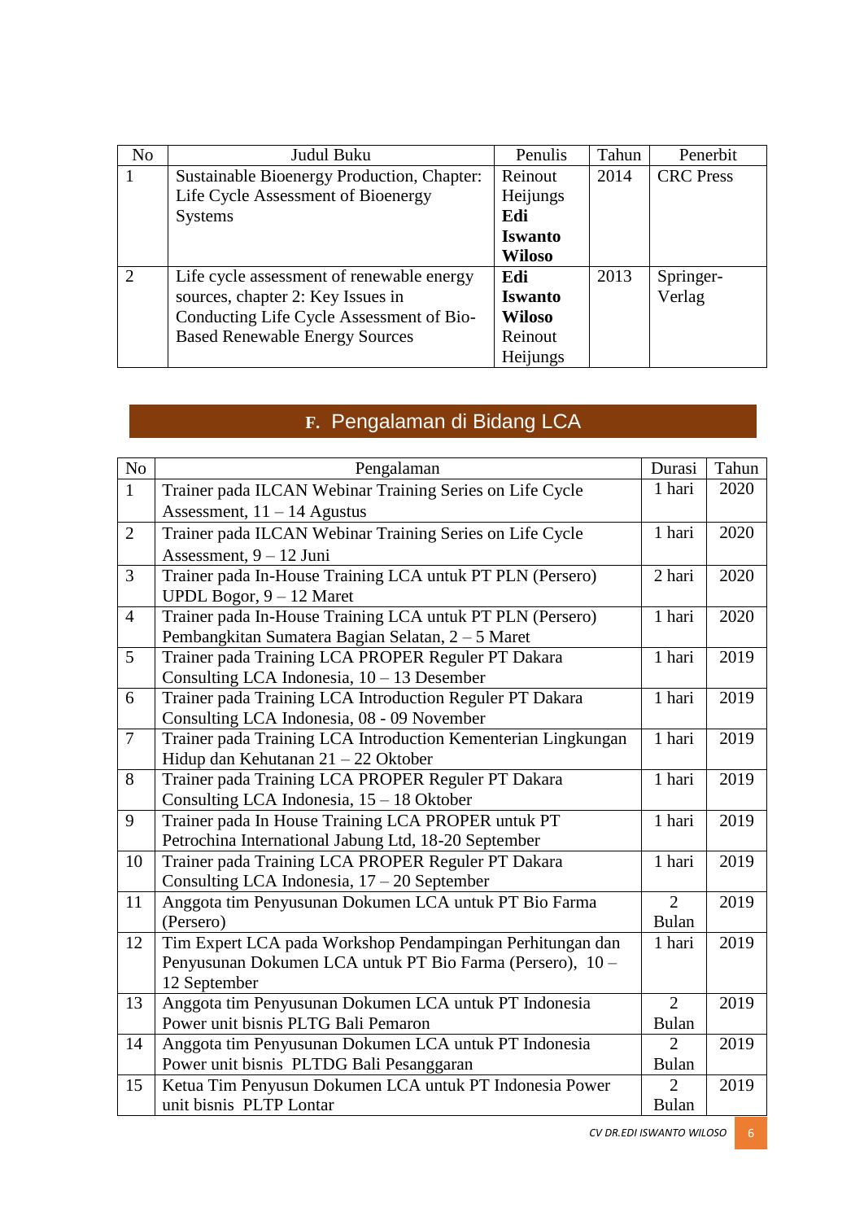| No | Judul Buku | Penulis | Tahun | Penerbit |
|---|---|---|---|---|
| 1 | Sustainable Bioenergy Production, Chapter: Life Cycle Assessment of Bioenergy Systems | Reinout Heijungs **Edi Iswanto Wiloso** | 2014 | CRC Press |
| 2 | Life cycle assessment of renewable energy sources, chapter 2: Key Issues in Conducting Life Cycle Assessment of Bio-Based Renewable Energy Sources | **Edi Iswanto Wiloso** Reinout Heijungs | 2013 | Springer-Verlag |

## F. Pengalaman di Bidang LCA

| No | Pengalaman | Durasi | Tahun |
|---|---|---|---|
| 1 | Trainer pada ILCAN Webinar Training Series on Life Cycle Assessment, 11 – 14 Agustus | 1 hari | 2020 |
| 2 | Trainer pada ILCAN Webinar Training Series on Life Cycle Assessment, 9 – 12 Juni | 1 hari | 2020 |
| 3 | Trainer pada In-House Training LCA untuk PT PLN (Persero) UPDL Bogor, 9 – 12 Maret | 2 hari | 2020 |
| 4 | Trainer pada In-House Training LCA untuk PT PLN (Persero) Pembangkitan Sumatera Bagian Selatan, 2 – 5 Maret | 1 hari | 2020 |
| 5 | Trainer pada Training LCA PROPER Reguler PT Dakara Consulting LCA Indonesia, 10 – 13 Desember | 1 hari | 2019 |
| 6 | Trainer pada Training LCA Introduction Reguler PT Dakara Consulting LCA Indonesia, 08 - 09 November | 1 hari | 2019 |
| 7 | Trainer pada Training LCA Introduction Kementerian Lingkungan Hidup dan Kehutanan 21 – 22 Oktober | 1 hari | 2019 |
| 8 | Trainer pada Training LCA PROPER Reguler PT Dakara Consulting LCA Indonesia, 15 – 18 Oktober | 1 hari | 2019 |
| 9 | Trainer pada In House Training LCA PROPER untuk PT Petrochina International Jabung Ltd, 18-20 September | 1 hari | 2019 |
| 10 | Trainer pada Training LCA PROPER Reguler PT Dakara Consulting LCA Indonesia, 17 – 20 September | 1 hari | 2019 |
| 11 | Anggota tim Penyusunan Dokumen LCA untuk PT Bio Farma (Persero) | 2 Bulan | 2019 |
| 12 | Tim Expert LCA pada Workshop Pendampingan Perhitungan dan Penyusunan Dokumen LCA untuk PT Bio Farma (Persero), 10 – 12 September | 1 hari | 2019 |
| 13 | Anggota tim Penyusunan Dokumen LCA untuk PT Indonesia Power unit bisnis PLTG Bali Pemaron | 2 Bulan | 2019 |
| 14 | Anggota tim Penyusunan Dokumen LCA untuk PT Indonesia Power unit bisnis PLTDG Bali Pesanggaran | 2 Bulan | 2019 |
| 15 | Ketua Tim Penyusun Dokumen LCA untuk PT Indonesia Power unit bisnis PLTP Lontar | 2 Bulan | 2019 |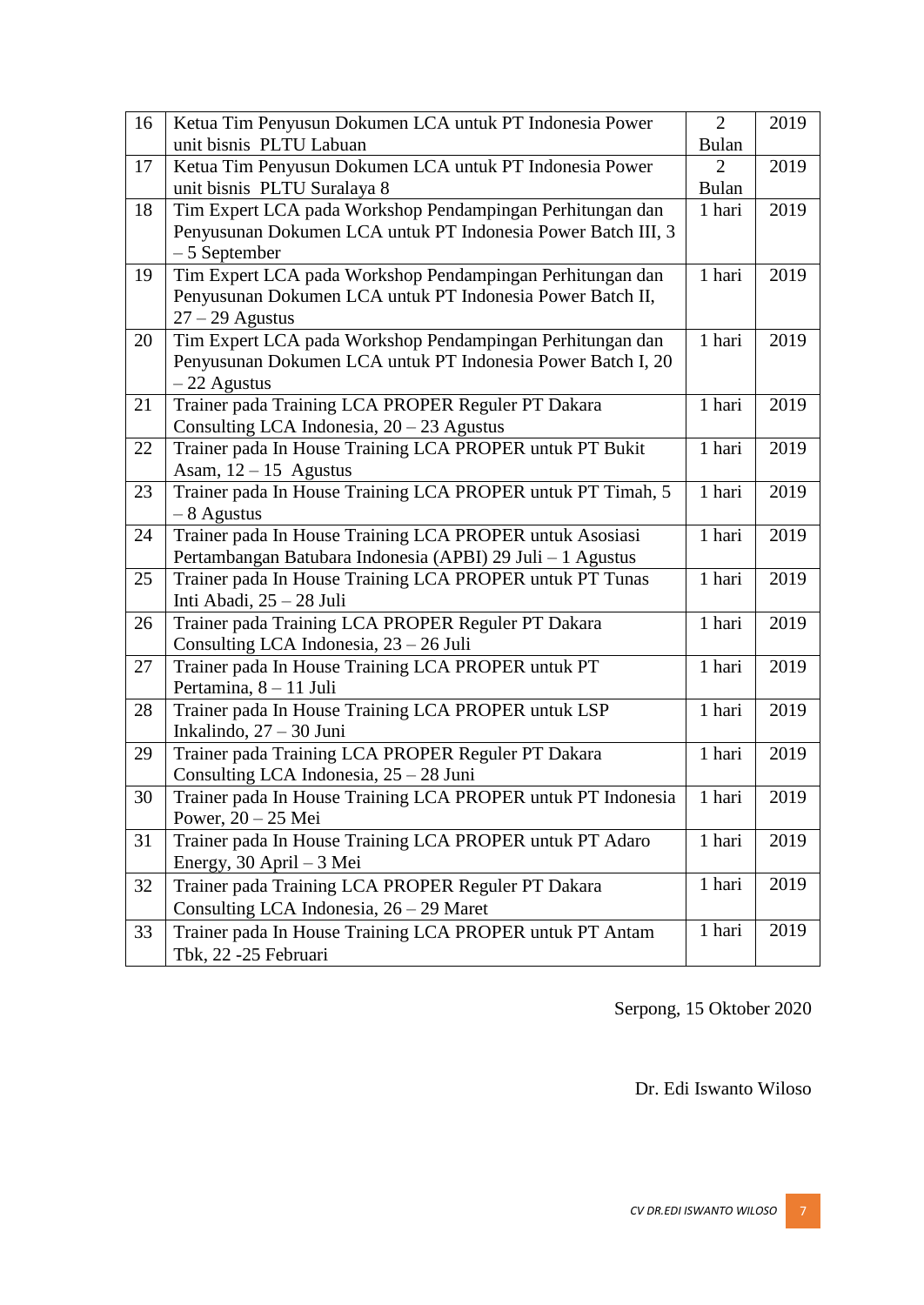| | | | |
|---|---|---|---|
| 16 | Ketua Tim Penyusun Dokumen LCA untuk PT Indonesia Power unit bisnis PLTU Labuan | 2 Bulan | 2019 |
| 17 | Ketua Tim Penyusun Dokumen LCA untuk PT Indonesia Power unit bisnis PLTU Suralaya 8 | 2 Bulan | 2019 |
| 18 | Tim Expert LCA pada Workshop Pendampingan Perhitungan dan Penyusunan Dokumen LCA untuk PT Indonesia Power Batch III, 3 – 5 September | 1 hari | 2019 |
| 19 | Tim Expert LCA pada Workshop Pendampingan Perhitungan dan Penyusunan Dokumen LCA untuk PT Indonesia Power Batch II, 27 – 29 Agustus | 1 hari | 2019 |
| 20 | Tim Expert LCA pada Workshop Pendampingan Perhitungan dan Penyusunan Dokumen LCA untuk PT Indonesia Power Batch I, 20 – 22 Agustus | 1 hari | 2019 |
| 21 | Trainer pada Training LCA PROPER Reguler PT Dakara Consulting LCA Indonesia, 20 – 23 Agustus | 1 hari | 2019 |
| 22 | Trainer pada In House Training LCA PROPER untuk PT Bukit Asam, 12 – 15 Agustus | 1 hari | 2019 |
| 23 | Trainer pada In House Training LCA PROPER untuk PT Timah, 5 – 8 Agustus | 1 hari | 2019 |
| 24 | Trainer pada In House Training LCA PROPER untuk Asosiasi Pertambangan Batubara Indonesia (APBI) 29 Juli – 1 Agustus | 1 hari | 2019 |
| 25 | Trainer pada In House Training LCA PROPER untuk PT Tunas Inti Abadi, 25 – 28 Juli | 1 hari | 2019 |
| 26 | Trainer pada Training LCA PROPER Reguler PT Dakara Consulting LCA Indonesia, 23 – 26 Juli | 1 hari | 2019 |
| 27 | Trainer pada In House Training LCA PROPER untuk PT Pertamina, 8 – 11 Juli | 1 hari | 2019 |
| 28 | Trainer pada In House Training LCA PROPER untuk LSP Inkalindo, 27 – 30 Juni | 1 hari | 2019 |
| 29 | Trainer pada Training LCA PROPER Reguler PT Dakara Consulting LCA Indonesia, 25 – 28 Juni | 1 hari | 2019 |
| 30 | Trainer pada In House Training LCA PROPER untuk PT Indonesia Power, 20 – 25 Mei | 1 hari | 2019 |
| 31 | Trainer pada In House Training LCA PROPER untuk PT Adaro Energy, 30 April – 3 Mei | 1 hari | 2019 |
| 32 | Trainer pada Training LCA PROPER Reguler PT Dakara Consulting LCA Indonesia, 26 – 29 Maret | 1 hari | 2019 |
| 33 | Trainer pada In House Training LCA PROPER untuk PT Antam Tbk, 22 -25 Februari | 1 hari | 2019 |

Serpong, 15 Oktober 2020

Dr. Edi Iswanto Wiloso